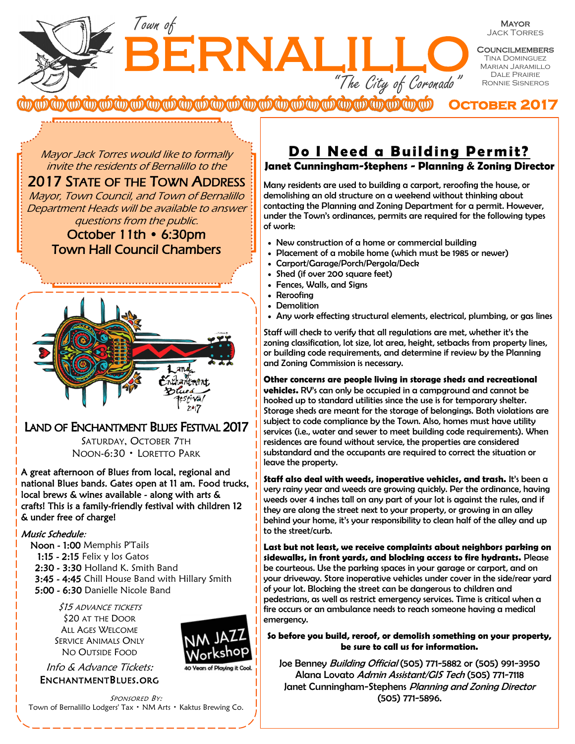# Town of BERNALILLO

*"The City of Coronado"*

**Mayor**
Jack Torres

**Councilmembers**
Tina Dominguez
Marian Jaramillo
Dale Prairie
Ronnie Sisneros

**October 2017**

*Mayor Jack Torres would like to formally invite the residents of Bernalillo to the*

## 2017 State of the Town Address

*Mayor, Town Council, and Town of Bernalillo Department Heads will be available to answer questions from the public.*

**October 11th • 6:30pm**
**Town Hall Council Chambers**

## Land of Enchantment Blues Festival 2017

Saturday, October 7th
Noon-6:30 • Loretto Park

A great afternoon of Blues from local, regional and national Blues bands. Gates open at 11 am. Food trucks, local brews & wines available - along with arts & crafts! This is a family-friendly festival with children 12 & under free of charge!

*Music Schedule:*

- **Noon - 1:00** Memphis P'Tails
- **1:15 - 2:15** Felix y los Gatos
- **2:30 - 3:30** Holland K. Smith Band
- **3:45 - 4:45** Chill House Band with Hillary Smith
- **5:00 - 6:30** Danielle Nicole Band

*$15 Advance Tickets*
$20 at the Door
All Ages Welcome
Service Animals Only
No Outside Food

*Info & Advance Tickets:*
EnchantmentBlues.org

NM JAZZ Workshop – 40 Years of Playing it Cool.

*Sponsored By:*
Town of Bernalillo Lodgers' Tax • NM Arts • Kaktus Brewing Co.

## Do I Need a Building Permit?

### Janet Cunningham-Stephens - Planning & Zoning Director

Many residents are used to building a carport, reroofing the house, or demolishing an old structure on a weekend without thinking about contacting the Planning and Zoning Department for a permit. However, under the Town's ordinances, permits are required for the following types of work:

- New construction of a home or commercial building
- Placement of a mobile home (which must be 1985 or newer)
- Carport/Garage/Porch/Pergola/Deck
- Shed (if over 200 square feet)
- Fences, Walls, and Signs
- Reroofing
- Demolition
- Any work effecting structural elements, electrical, plumbing, or gas lines

Staff will check to verify that all regulations are met, whether it's the zoning classification, lot size, lot area, height, setbacks from property lines, or building code requirements, and determine if review by the Planning and Zoning Commission is necessary.

**Other concerns are people living in storage sheds and recreational vehicles.** RV's can only be occupied in a campground and cannot be hooked up to standard utilities since the use is for temporary shelter. Storage sheds are meant for the storage of belongings. Both violations are subject to code compliance by the Town. Also, homes must have utility services (i.e., water and sewer to meet building code requirements). When residences are found without service, the properties are considered substandard and the occupants are required to correct the situation or leave the property.

**Staff also deal with weeds, inoperative vehicles, and trash.** It's been a very rainy year and weeds are growing quickly. Per the ordinance, having weeds over 4 inches tall on any part of your lot is against the rules, and if they are along the street next to your property, or growing in an alley behind your home, it's your responsibility to clean half of the alley and up to the street/curb.

**Last but not least, we receive complaints about neighbors parking on sidewalks, in front yards, and blocking access to fire hydrants.** Please be courteous. Use the parking spaces in your garage or carport, and on your driveway. Store inoperative vehicles under cover in the side/rear yard of your lot. Blocking the street can be dangerous to children and pedestrians, as well as restrict emergency services. Time is critical when a fire occurs or an ambulance needs to reach someone having a medical emergency.

**So before you build, reroof, or demolish something on your property, be sure to call us for information.**

Joe Benney *Building Official* (505) 771-5882 or (505) 991-3950
Alana Lovato *Admin Assistant/GIS Tech* (505) 771-7118
Janet Cunningham-Stephens *Planning and Zoning Director* (505) 771-5896.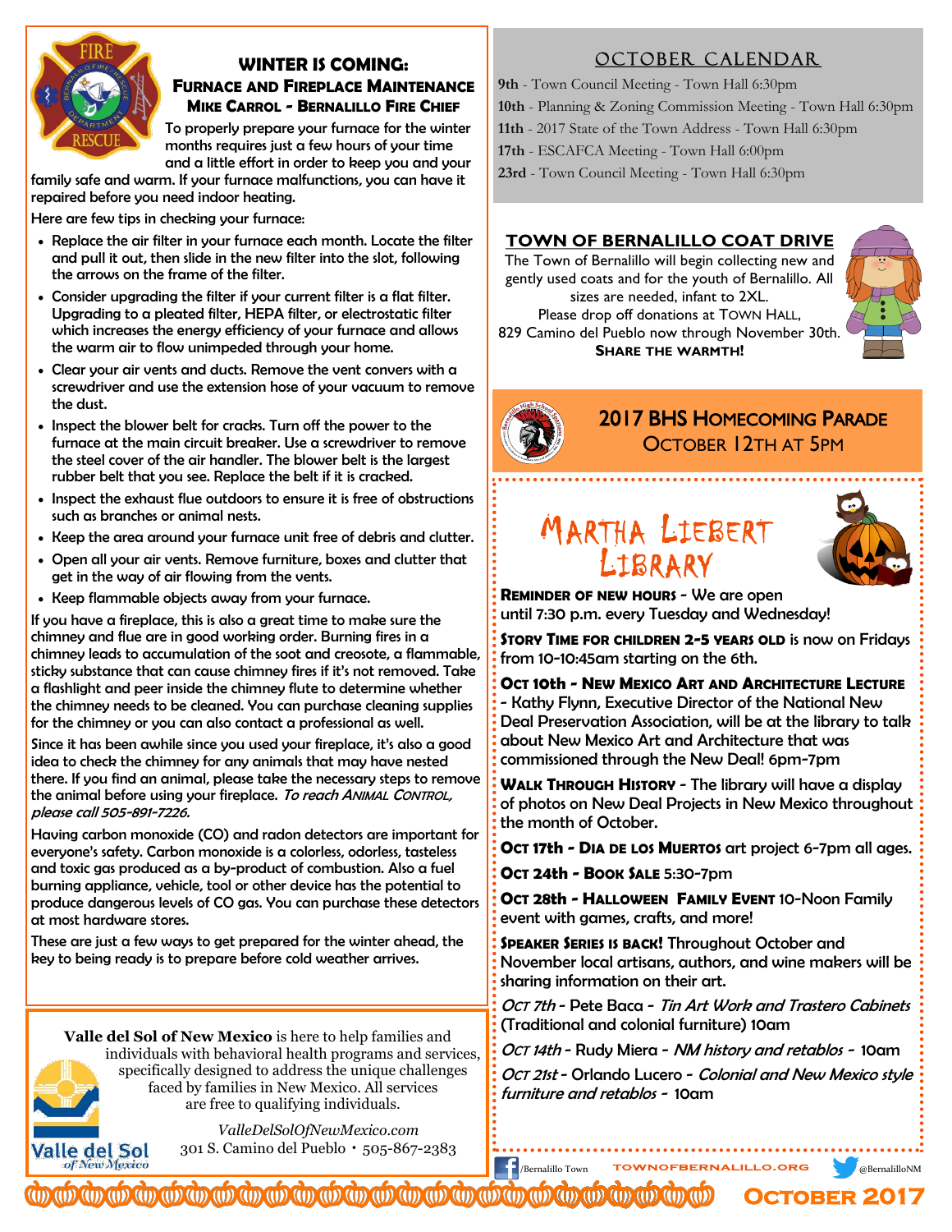## WINTER IS COMING:

### Furnace and Fireplace Maintenance

### Mike Carrol - Bernalillo Fire Chief

To properly prepare your furnace for the winter months requires just a few hours of your time and a little effort in order to keep you and your family safe and warm. If your furnace malfunctions, you can have it repaired before you need indoor heating.

Here are few tips in checking your furnace:

- Replace the air filter in your furnace each month. Locate the filter and pull it out, then slide in the new filter into the slot, following the arrows on the frame of the filter.
- Consider upgrading the filter if your current filter is a flat filter. Upgrading to a pleated filter, HEPA filter, or electrostatic filter which increases the energy efficiency of your furnace and allows the warm air to flow unimpeded through your home.
- Clear your air vents and ducts. Remove the vent convers with a screwdriver and use the extension hose of your vacuum to remove the dust.
- Inspect the blower belt for cracks. Turn off the power to the furnace at the main circuit breaker. Use a screwdriver to remove the steel cover of the air handler. The blower belt is the largest rubber belt that you see. Replace the belt if it is cracked.
- Inspect the exhaust flue outdoors to ensure it is free of obstructions such as branches or animal nests.
- Keep the area around your furnace unit free of debris and clutter.
- Open all your air vents. Remove furniture, boxes and clutter that get in the way of air flowing from the vents.
- Keep flammable objects away from your furnace.

If you have a fireplace, this is also a great time to make sure the chimney and flue are in good working order. Burning fires in a chimney leads to accumulation of the soot and creosote, a flammable, sticky substance that can cause chimney fires if it's not removed. Take a flashlight and peer inside the chimney flute to determine whether the chimney needs to be cleaned. You can purchase cleaning supplies for the chimney or you can also contact a professional as well.

Since it has been awhile since you used your fireplace, it's also a good idea to check the chimney for any animals that may have nested there. If you find an animal, please take the necessary steps to remove the animal before using your fireplace. *To reach Animal Control, please call 505-891-7226.*

Having carbon monoxide (CO) and radon detectors are important for everyone's safety. Carbon monoxide is a colorless, odorless, tasteless and toxic gas produced as a by-product of combustion. Also a fuel burning appliance, vehicle, tool or other device has the potential to produce dangerous levels of CO gas. You can purchase these detectors at most hardware stores.

These are just a few ways to get prepared for the winter ahead, the key to being ready is to prepare before cold weather arrives.

**Valle del Sol of New Mexico** is here to help families and individuals with behavioral health programs and services, specifically designed to address the unique challenges faced by families in New Mexico. All services are free to qualifying individuals.

*ValleDelSolOfNewMexico.com*
301 S. Camino del Pueblo • 505-867-2383

## OCTOBER CALENDAR

**9th** - Town Council Meeting - Town Hall 6:30pm
**10th** - Planning & Zoning Commission Meeting - Town Hall 6:30pm
**11th** - 2017 State of the Town Address - Town Hall 6:30pm
**17th** - ESCAFCA Meeting - Town Hall 6:00pm
**23rd** - Town Council Meeting - Town Hall 6:30pm

## TOWN OF BERNALILLO COAT DRIVE

The Town of Bernalillo will begin collecting new and gently used coats and for the youth of Bernalillo. All sizes are needed, infant to 2XL.
Please drop off donations at Town Hall, 829 Camino del Pueblo now through November 30th.
**Share the Warmth!**

## 2017 BHS Homecoming Parade

October 12th at 5pm

## Martha Liebert Library

**Reminder of new hours** - We are open until 7:30 p.m. every Tuesday and Wednesday!

**Story Time for children 2-5 years old** is now on Fridays from 10-10:45am starting on the 6th.

**Oct 10th - New Mexico Art and Architecture Lecture** - Kathy Flynn, Executive Director of the National New Deal Preservation Association, will be at the library to talk about New Mexico Art and Architecture that was commissioned through the New Deal! 6pm-7pm

**Walk Through History** - The library will have a display of photos on New Deal Projects in New Mexico throughout the month of October.

**Oct 17th - Dia de los Muertos** art project 6-7pm all ages.

**Oct 24th - Book Sale** 5:30-7pm

**Oct 28th - Halloween Family Event** 10-Noon Family event with games, crafts, and more!

**Speaker Series is back!** Throughout October and November local artisans, authors, and wine makers will be sharing information on their art.

*Oct 7th* - Pete Baca - *Tin Art Work and Trastero Cabinets* (Traditional and colonial furniture) 10am

*Oct 14th* - Rudy Miera - *NM history and retablos* - 10am

*Oct 21st* - Orlando Lucero - *Colonial and New Mexico style furniture and retablos* - 10am

/Bernalillo Town TOWNOFBERNALILLO.ORG @BernalilloNM

October 2017